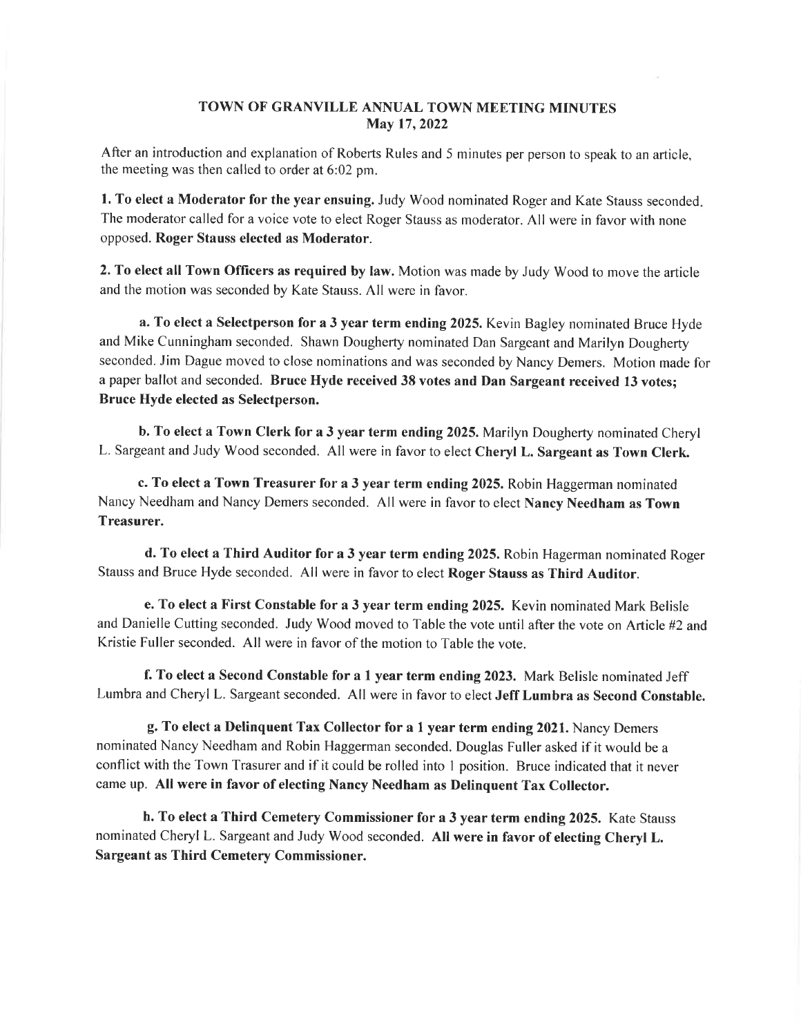# TOWN OF GRANVILLE ANNUAL TOWN MEETING MINUTES
## May 17, 2022

After an introduction and explanation of Roberts Rules and 5 minutes per person to speak to an article, the meeting was then called to order at 6:02 pm.

**1. To elect a Moderator for the year ensuing.** Judy Wood nominated Roger and Kate Stauss seconded. The moderator called for a voice vote to elect Roger Stauss as moderator. All were in favor with none opposed. **Roger Stauss elected as Moderator.**

**2. To elect all Town Officers as required by law.** Motion was made by Judy Wood to move the article and the motion was seconded by Kate Stauss. All were in favor.

**a. To elect a Selectperson for a 3 year term ending 2025.** Kevin Bagley nominated Bruce Hyde and Mike Cunningham seconded. Shawn Dougherty nominated Dan Sargeant and Marilyn Dougherty seconded. Jim Dague moved to close nominations and was seconded by Nancy Demers. Motion made for a paper ballot and seconded. **Bruce Hyde received 38 votes and Dan Sargeant received 13 votes; Bruce Hyde elected as Selectperson.**

**b. To elect a Town Clerk for a 3 year term ending 2025.** Marilyn Dougherty nominated Cheryl L. Sargeant and Judy Wood seconded. All were in favor to elect **Cheryl L. Sargeant as Town Clerk.**

**c. To elect a Town Treasurer for a 3 year term ending 2025.** Robin Haggerman nominated Nancy Needham and Nancy Demers seconded. All were in favor to elect **Nancy Needham as Town Treasurer.**

**d. To elect a Third Auditor for a 3 year term ending 2025.** Robin Hagerman nominated Roger Stauss and Bruce Hyde seconded. All were in favor to elect **Roger Stauss as Third Auditor.**

**e. To elect a First Constable for a 3 year term ending 2025.** Kevin nominated Mark Belisle and Danielle Cutting seconded. Judy Wood moved to Table the vote until after the vote on Article #2 and Kristie Fuller seconded. All were in favor of the motion to Table the vote.

**f. To elect a Second Constable for a 1 year term ending 2023.** Mark Belisle nominated Jeff Lumbra and Cheryl L. Sargeant seconded. All were in favor to elect **Jeff Lumbra as Second Constable.**

**g. To elect a Delinquent Tax Collector for a 1 year term ending 2021.** Nancy Demers nominated Nancy Needham and Robin Haggerman seconded. Douglas Fuller asked if it would be a conflict with the Town Trasurer and if it could be rolled into 1 position. Bruce indicated that it never came up. **All were in favor of electing Nancy Needham as Delinquent Tax Collector.**

**h. To elect a Third Cemetery Commissioner for a 3 year term ending 2025.** Kate Stauss nominated Cheryl L. Sargeant and Judy Wood seconded. **All were in favor of electing Cheryl L. Sargeant as Third Cemetery Commissioner.**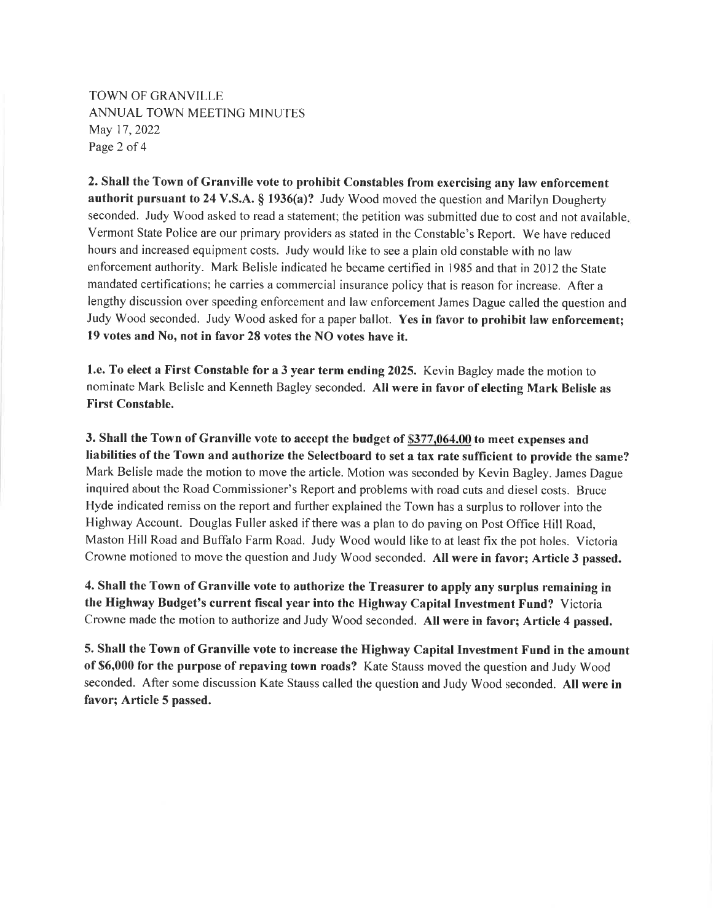**2. Shall the Town of Granville vote to prohibit Constables from exercising any law enforcement authorit pursuant to 24 V.S.A. § 1936(a)?** Judy Wood moved the question and Marilyn Dougherty seconded. Judy Wood asked to read a statement; the petition was submitted due to cost and not available. Vermont State Police are our primary providers as stated in the Constable's Report. We have reduced hours and increased equipment costs. Judy would like to see a plain old constable with no law enforcement authority. Mark Belisle indicated he became certified in 1985 and that in 2012 the State mandated certifications; he carries a commercial insurance policy that is reason for increase. After a lengthy discussion over speeding enforcement and law enforcement James Dague called the question and Judy Wood seconded. Judy Wood asked for a paper ballot. **Yes in favor to prohibit law enforcement; 19 votes and No, not in favor 28 votes the NO votes have it.**

**1.e. To elect a First Constable for a 3 year term ending 2025.** Kevin Bagley made the motion to nominate Mark Belisle and Kenneth Bagley seconded. **All were in favor of electing Mark Belisle as First Constable.**

**3. Shall the Town of Granville vote to accept the budget of <u>$377,064.00</u> to meet expenses and liabilities of the Town and authorize the Selectboard to set a tax rate sufficient to provide the same?** Mark Belisle made the motion to move the article. Motion was seconded by Kevin Bagley. James Dague inquired about the Road Commissioner's Report and problems with road cuts and diesel costs. Bruce Hyde indicated remiss on the report and further explained the Town has a surplus to rollover into the Highway Account. Douglas Fuller asked if there was a plan to do paving on Post Office Hill Road, Maston Hill Road and Buffalo Farm Road. Judy Wood would like to at least fix the pot holes. Victoria Crowne motioned to move the question and Judy Wood seconded. **All were in favor; Article 3 passed.**

**4. Shall the Town of Granville vote to authorize the Treasurer to apply any surplus remaining in the Highway Budget's current fiscal year into the Highway Capital Investment Fund?** Victoria Crowne made the motion to authorize and Judy Wood seconded. **All were in favor; Article 4 passed.**

**5. Shall the Town of Granville vote to increase the Highway Capital Investment Fund in the amount of $6,000 for the purpose of repaving town roads?** Kate Stauss moved the question and Judy Wood seconded. After some discussion Kate Stauss called the question and Judy Wood seconded. **All were in favor; Article 5 passed.**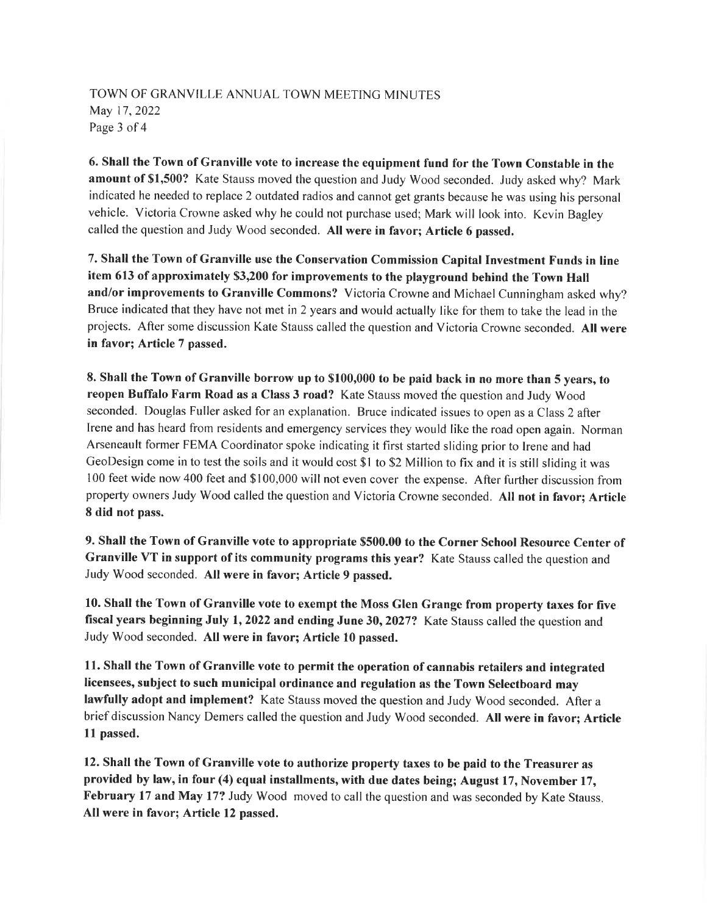**6. Shall the Town of Granville vote to increase the equipment fund for the Town Constable in the amount of $1,500?** Kate Stauss moved the question and Judy Wood seconded. Judy asked why? Mark indicated he needed to replace 2 outdated radios and cannot get grants because he was using his personal vehicle. Victoria Crowne asked why he could not purchase used; Mark will look into. Kevin Bagley called the question and Judy Wood seconded. **All were in favor; Article 6 passed.**

**7. Shall the Town of Granville use the Conservation Commission Capital Investment Funds in line item 613 of approximately $3,200 for improvements to the playground behind the Town Hall and/or improvements to Granville Commons?** Victoria Crowne and Michael Cunningham asked why? Bruce indicated that they have not met in 2 years and would actually like for them to take the lead in the projects. After some discussion Kate Stauss called the question and Victoria Crowne seconded. **All were in favor; Article 7 passed.**

**8. Shall the Town of Granville borrow up to $100,000 to be paid back in no more than 5 years, to reopen Buffalo Farm Road as a Class 3 road?** Kate Stauss moved the question and Judy Wood seconded. Douglas Fuller asked for an explanation. Bruce indicated issues to open as a Class 2 after Irene and has heard from residents and emergency services they would like the road open again. Norman Arseneault former FEMA Coordinator spoke indicating it first started sliding prior to Irene and had GeoDesign come in to test the soils and it would cost $1 to $2 Million to fix and it is still sliding it was 100 feet wide now 400 feet and $100,000 will not even cover the expense. After further discussion from property owners Judy Wood called the question and Victoria Crowne seconded. **All not in favor; Article 8 did not pass.**

**9. Shall the Town of Granville vote to appropriate $500.00 to the Corner School Resource Center of Granville VT in support of its community programs this year?** Kate Stauss called the question and Judy Wood seconded. **All were in favor; Article 9 passed.**

**10. Shall the Town of Granville vote to exempt the Moss Glen Grange from property taxes for five fiscal years beginning July 1, 2022 and ending June 30, 2027?** Kate Stauss called the question and Judy Wood seconded. **All were in favor; Article 10 passed.**

**11. Shall the Town of Granville vote to permit the operation of cannabis retailers and integrated licensees, subject to such municipal ordinance and regulation as the Town Selectboard may lawfully adopt and implement?** Kate Stauss moved the question and Judy Wood seconded. After a brief discussion Nancy Demers called the question and Judy Wood seconded. **All were in favor; Article 11 passed.**

**12. Shall the Town of Granville vote to authorize property taxes to be paid to the Treasurer as provided by law, in four (4) equal installments, with due dates being; August 17, November 17, February 17 and May 17?** Judy Wood moved to call the question and was seconded by Kate Stauss. **All were in favor; Article 12 passed.**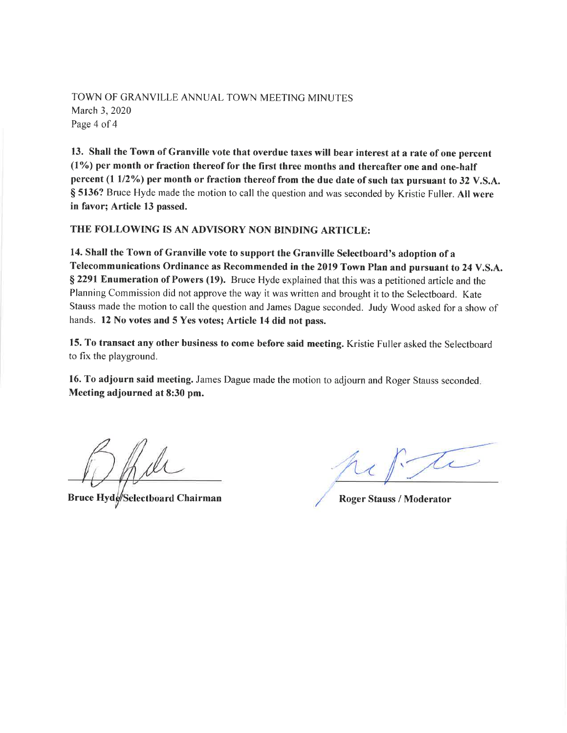**13. Shall the Town of Granville vote that overdue taxes will bear interest at a rate of one percent (1%) per month or fraction thereof for the first three months and thereafter one and one-half percent (1 1/2%) per month or fraction thereof from the due date of such tax pursuant to 32 V.S.A. § 5136?** Bruce Hyde made the motion to call the question and was seconded by Kristie Fuller. **All were in favor; Article 13 passed.**

**THE FOLLOWING IS AN ADVISORY NON BINDING ARTICLE:**

**14. Shall the Town of Granville vote to support the Granville Selectboard's adoption of a Telecommunications Ordinance as Recommended in the 2019 Town Plan and pursuant to 24 V.S.A. § 2291 Enumeration of Powers (19).** Bruce Hyde explained that this was a petitioned article and the Planning Commission did not approve the way it was written and brought it to the Selectboard. Kate Stauss made the motion to call the question and James Dague seconded. Judy Wood asked for a show of hands. **12 No votes and 5 Yes votes; Article 14 did not pass.**

**15. To transact any other business to come before said meeting.** Kristie Fuller asked the Selectboard to fix the playground.

**16. To adjourn said meeting.** James Dague made the motion to adjourn and Roger Stauss seconded. **Meeting adjourned at 8:30 pm.**

**Bruce Hyde/Selectboard Chairman**

**Roger Stauss / Moderator**